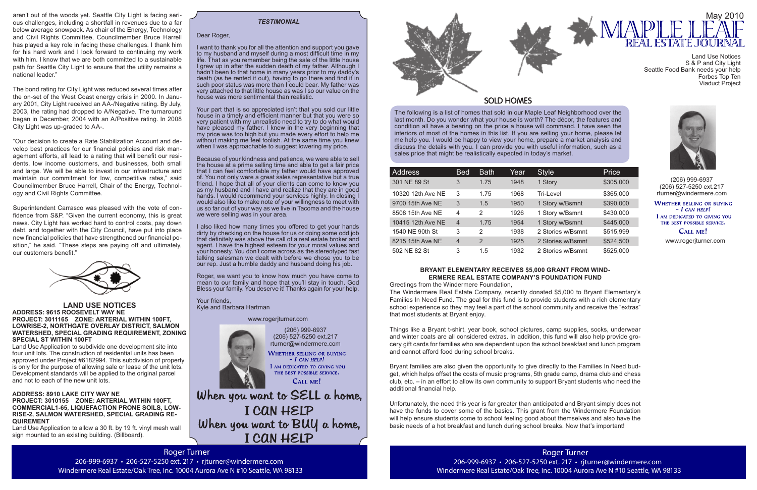aren't out of the woods yet. Seattle City Light is facing serious challenges, including a shortfall in revenues due to a far below average snowpack. As chair of the Energy, Technology and Civil Rights Committee, Councilmember Bruce Harrell has played a key role in facing these challenges. I thank him for his hard work and I look forward to continuing my work with him. I know that we are both committed to a sustainable path for Seattle City Light to ensure that the utility remains a national leader."

The bond rating for City Light was reduced several times after the on-set of the West Coast energy crisis in 2000. In January 2001, City Light received an AA-/Negative rating. By July, 2003, the rating had dropped to A/Negative. The turnaround began in December, 2004 with an A/Positive rating. In 2008 City Light was up-graded to AA-.

"Our decision to create a Rate Stabilization Account and develop best practices for our financial policies and risk management efforts, all lead to a rating that will benefit our residents, low income customers, and businesses, both small and large. We will be able to invest in our infrastructure and maintain our commitment for low, competitive rates," said Councilmember Bruce Harrell, Chair of the Energy, Technology and Civil Rights Committee.

Superintendent Carrasco was pleased with the vote of confidence from S&P. "Given the current economy, this is great news. City Light has worked hard to control costs, pay down debt, and together with the City Council, have put into place new financial policies that have strengthened our financial position," he said. "These steps are paying off and ultimately, our customers benefit."

## LAND USE NOTICES

**ADDRESS: 9615 ROOSEVELT WAY NE**
**PROJECT: 3011165 ZONE: ARTERIAL WITHIN 100FT, LOWRISE-2, NORTHGATE OVERLAY DISTRICT, SALMON WATERSHED, SPECIAL GRADING REQUIREMENT, ZONING SPECIAL ST WITHIN 100FT**

Land Use Application to subdivide one development site into four unit lots. The construction of residential units has been approved under Project #6182994. This subdivision of property is only for the purpose of allowing sale or lease of the unit lots. Development standards will be applied to the original parcel and not to each of the new unit lots.

**ADDRESS: 8910 LAKE CITY WAY NE**
**PROJECT: 3010155 ZONE: ARTERIAL WITHIN 100FT, COMMERCIAL1-65, LIQUEFACTION PRONE SOILS, LOWRISE-2, SALMON WATERSHED, SPECIAL GRADING REQUIREMENT**

Land Use Application to allow a 30 ft. by 19 ft. vinyl mesh wall sign mounted to an existing building. (Billboard).

### *TESTIMONIAL*

Dear Roger,

I want to thank you for all the attention and support you gave to my husband and myself during a most difficult time in my life. That as you remember being the sale of the little house I grew up in after the sudden death of my father. Although I hadn't been to that home in many years prior to my daddy's death (as he rented it out), having to go there and find it in such poor status was more than I could bear. My father was very attached to that little house as was I so our value on the house was more sentimental than realistic.

Your part that is so appreciated isn't that you sold our little house in a timely and efficient manner but that you were so very patient with my unrealistic need to try to do what would have pleased my father. I knew in the very beginning that my price was too high but you made every effort to help me without making me feel foolish. At the same time you knew when I was approachable to suggest lowering my price.

Because of your kindness and patience, we were able to sell the house at a prime selling time and able to get a fair price that I can feel comfortable my father would have approved of. You not only were a great sales representative but a true friend. I hope that all of your clients can come to know you as my husband and I have and realize that they are in good hands. I would recommend your services highly. In closing I would also like to make note of your willingness to meet with us so far out of your way as we live in Tacoma and the house we were selling was in your area.

I also liked how many times you offered to get your hands dirty by checking on the house for us or doing some odd job that definitely was above the call of a real estate broker and agent. I have the highest esteem for your moral values and your honesty. You don't come across as the stereotyped fast talking salesman we dealt with before we chose you to be our rep. Just a humble daddy and husband doing his job.

Roger, we want you to know how much you have come to mean to our family and hope that you'll stay in touch. God Bless your family. You deserve it! Thanks again for your help.

Your friends,
Kyle and Barbara Hartman

www.rogerjturner.com

(206) 999-6937
(206) 527-5250 ext.217
rturner@windermere.com

WHETHER SELLING OR BUYING – I CAN HELP!
I AM DEDICATED TO GIVING YOU THE BEST POSSIBLE SERVICE.
CALL ME!

**When you want to SELL a home, I CAN HELP**
**When you want to BUY a home, I CAN HELP**

# MAPLE LEAF REAL ESTATE JOURNAL

May 2010

Land Use Notices
S & P and City Light
Seattle Food Bank needs your help
Forbes Top Ten
Viaduct Project

(206) 999-6937
(206) 527-5250 ext.217
rturner@windermere.com

WHETHER SELLING OR BUYING – I CAN HELP!
I AM DEDICATED TO GIVING YOU THE BEST POSSIBLE SERVICE.
CALL ME!

www.rogerjturner.com

## SOLD HOMES

The following is a list of homes that sold in our Maple Leaf Neighborhood over the last month. Do you wonder what your house is worth? The décor, the features and condition all have a bearing on the price a house will command. I have seen the interiors of most of the homes in this list. If you are selling your home, please let me help you. I would be happy to view your home, prepare a market analysis and discuss the details with you. I can provide you with useful information, such as a sales price that might be realistically expected in today's market.

| Address | Bed | Bath | Year | Style | Price |
|---|---|---|---|---|---|
| 301 NE 89 St | 3 | 1.75 | 1948 | 1 Story | $305,000 |
| 10320 12th Ave NE | 3 | 1.75 | 1968 | Tri-Level | $365,000 |
| 9700 15th Ave NE | 3 | 1.5 | 1950 | 1 Story w/Bsmnt | $390,000 |
| 8508 15th Ave NE | 4 | 2 | 1926 | 1 Story w/Bsmnt | $430,000 |
| 10415 12th Ave NE | 4 | 1.75 | 1954 | 1 Story w/Bsmnt | $445,000 |
| 1540 NE 90th St | 3 | 2 | 1938 | 2 Stories w/Bsmnt | $515,999 |
| 8215 15th Ave NE | 4 | 2 | 1925 | 2 Stories w/Bsmnt | $524,500 |
| 502 NE 82 St | 3 | 1.5 | 1932 | 2 Stories w/Bsmnt | $525,000 |

### BRYANT ELEMENTARY RECEIVES $5,000 GRANT FROM WINDERMERE REAL ESTATE COMPANY'S FOUNDATION FUND

Greetings from the Windermere Foundation,

The Windermere Real Estate Company, recently donated $5,000 to Bryant Elementary's Families In Need Fund. The goal for this fund is to provide students with a rich elementary school experience so they may feel a part of the school community and receive the "extras" that most students at Bryant enjoy.

Things like a Bryant t-shirt, year book, school pictures, camp supplies, socks, underwear and winter coats are all considered extras. In addition, this fund will also help provide grocery gift cards for families who are dependent upon the school breakfast and lunch program and cannot afford food during school breaks.

Bryant families are also given the opportunity to give directly to the Families In Need budget, which helps offset the costs of music programs, 5th grade camp, drama club and chess club, etc. – in an effort to allow its own community to support Bryant students who need the additional financial help.

Unfortunately, the need this year is far greater than anticipated and Bryant simply does not have the funds to cover some of the basics. This grant from the Windermere Foundation will help ensure students come to school feeling good about themselves and also have the basic needs of a hot breakfast and lunch during school breaks. Now that's important!

Roger Turner
206-999-6937 • 206-527-5250 ext. 217 • rjturner@windermere.com
Windermere Real Estate/Oak Tree, Inc. 10004 Aurora Ave N #10 Seattle, WA 98133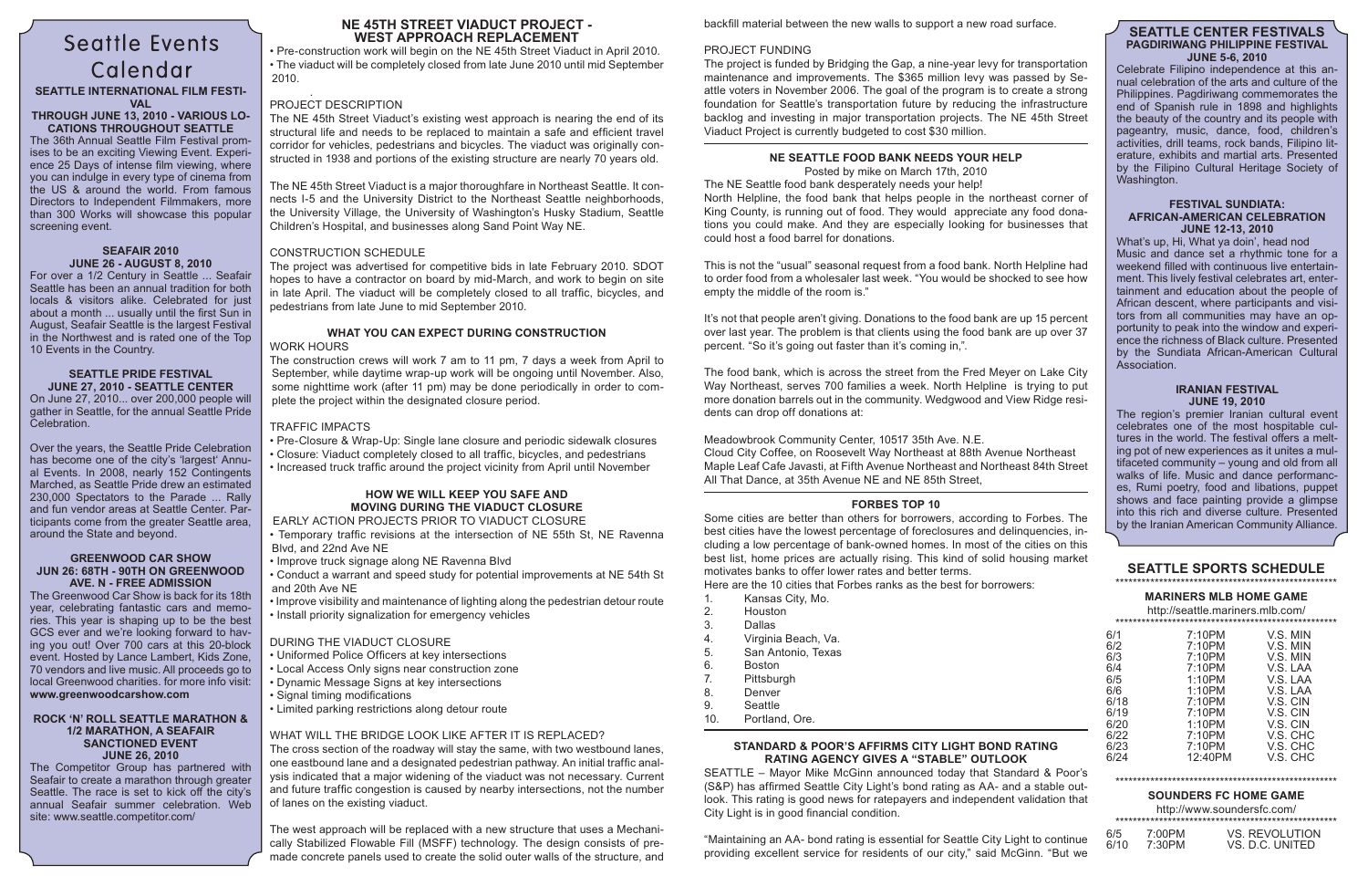# Seattle Events Calendar

### SEATTLE INTERNATIONAL FILM FESTIVAL

### THROUGH JUNE 13, 2010 - VARIOUS LOCATIONS THROUGHOUT SEATTLE

The 36th Annual Seattle Film Festival promises to be an exciting Viewing Event. Experience 25 Days of intense film viewing, where you can indulge in every type of cinema from the US & around the world. From famous Directors to Independent Filmmakers, more than 300 Works will showcase this popular screening event.

### SEAFAIR 2010

### JUNE 26 - AUGUST 8, 2010

For over a 1/2 Century in Seattle ... Seafair Seattle has been an annual tradition for both locals & visitors alike. Celebrated for just about a month ... usually until the first Sun in August, Seafair Seattle is the largest Festival in the Northwest and is rated one of the Top 10 Events in the Country.

### SEATTLE PRIDE FESTIVAL

### JUNE 27, 2010 - SEATTLE CENTER

On June 27, 2010... over 200,000 people will gather in Seattle, for the annual Seattle Pride Celebration.

Over the years, the Seattle Pride Celebration has become one of the city's 'largest' Annual Events. In 2008, nearly 152 Contingents Marched, as Seattle Pride drew an estimated 230,000 Spectators to the Parade ... Rally and fun vendor areas at Seattle Center. Participants come from the greater Seattle area, around the State and beyond.

### GREENWOOD CAR SHOW

### JUN 26: 68TH - 90TH ON GREENWOOD AVE. N - FREE ADMISSION

The Greenwood Car Show is back for its 18th year, celebrating fantastic cars and memories. This year is shaping up to be the best GCS ever and we're looking forward to having you out! Over 700 cars at this 20-block event. Hosted by Lance Lambert, Kids Zone, 70 vendors and live music. All proceeds go to local Greenwood charities. for more info visit: **www.greenwoodcarshow.com**

### ROCK 'N' ROLL SEATTLE MARATHON & 1/2 MARATHON, A SEAFAIR SANCTIONED EVENT

### JUNE 26, 2010

The Competitor Group has partnered with Seafair to create a marathon through greater Seattle. The race is set to kick off the city's annual Seafair summer celebration. Web site: www.seattle.competitor.com/

## NE 45TH STREET VIADUCT PROJECT - WEST APPROACH REPLACEMENT

- Pre-construction work will begin on the NE 45th Street Viaduct in April 2010.
- The viaduct will be completely closed from late June 2010 until mid September 2010.

PROJECT DESCRIPTION

The NE 45th Street Viaduct's existing west approach is nearing the end of its structural life and needs to be replaced to maintain a safe and efficient travel corridor for vehicles, pedestrians and bicycles. The viaduct was originally constructed in 1938 and portions of the existing structure are nearly 70 years old.

The NE 45th Street Viaduct is a major thoroughfare in Northeast Seattle. It connects I-5 and the University District to the Northeast Seattle neighborhoods, the University Village, the University of Washington's Husky Stadium, Seattle Children's Hospital, and businesses along Sand Point Way NE.

CONSTRUCTION SCHEDULE

The project was advertised for competitive bids in late February 2010. SDOT hopes to have a contractor on board by mid-March, and work to begin on site in late April. The viaduct will be completely closed to all traffic, bicycles, and pedestrians from late June to mid September 2010.

### WHAT YOU CAN EXPECT DURING CONSTRUCTION

WORK HOURS

The construction crews will work 7 am to 11 pm, 7 days a week from April to September, while daytime wrap-up work will be ongoing until November. Also, some nighttime work (after 11 pm) may be done periodically in order to complete the project within the designated closure period.

TRAFFIC IMPACTS

- Pre-Closure & Wrap-Up: Single lane closure and periodic sidewalk closures
- Closure: Viaduct completely closed to all traffic, bicycles, and pedestrians
- Increased truck traffic around the project vicinity from April until November

### HOW WE WILL KEEP YOU SAFE AND MOVING DURING THE VIADUCT CLOSURE

EARLY ACTION PROJECTS PRIOR TO VIADUCT CLOSURE

- Temporary traffic revisions at the intersection of NE 55th St, NE Ravenna Blvd, and 22nd Ave NE
- Improve truck signage along NE Ravenna Blvd
- Conduct a warrant and speed study for potential improvements at NE 54th St and 20th Ave NE
- Improve visibility and maintenance of lighting along the pedestrian detour route
- Install priority signalization for emergency vehicles

DURING THE VIADUCT CLOSURE

- Uniformed Police Officers at key intersections
- Local Access Only signs near construction zone
- Dynamic Message Signs at key intersections
- Signal timing modifications
- Limited parking restrictions along detour route

WHAT WILL THE BRIDGE LOOK LIKE AFTER IT IS REPLACED?

The cross section of the roadway will stay the same, with two westbound lanes, one eastbound lane and a designated pedestrian pathway. An initial traffic analysis indicated that a major widening of the viaduct was not necessary. Current and future traffic congestion is caused by nearby intersections, not the number of lanes on the existing viaduct.

The west approach will be replaced with a new structure that uses a Mechanically Stabilized Flowable Fill (MSFF) technology. The design consists of premade concrete panels used to create the solid outer walls of the structure, and backfill material between the new walls to support a new road surface.

PROJECT FUNDING

The project is funded by Bridging the Gap, a nine-year levy for transportation maintenance and improvements. The $365 million levy was passed by Seattle voters in November 2006. The goal of the program is to create a strong foundation for Seattle's transportation future by reducing the infrastructure backlog and investing in major transportation projects. The NE 45th Street Viaduct Project is currently budgeted to cost $30 million.

## NE SEATTLE FOOD BANK NEEDS YOUR HELP

Posted by mike on March 17th, 2010

The NE Seattle food bank desperately needs your help!

North Helpline, the food bank that helps people in the northeast corner of King County, is running out of food. They would appreciate any food donations you could make. And they are especially looking for businesses that could host a food barrel for donations.

This is not the "usual" seasonal request from a food bank. North Helpline had to order food from a wholesaler last week. "You would be shocked to see how empty the middle of the room is."

It's not that people aren't giving. Donations to the food bank are up 15 percent over last year. The problem is that clients using the food bank are up over 37 percent. "So it's going out faster than it's coming in,".

The food bank, which is across the street from the Fred Meyer on Lake City Way Northeast, serves 700 families a week. North Helpline is trying to put more donation barrels out in the community. Wedgwood and View Ridge residents can drop off donations at:

Meadowbrook Community Center, 10517 35th Ave. N.E.
Cloud City Coffee, on Roosevelt Way Northeast at 88th Avenue Northeast
Maple Leaf Cafe Javasti, at Fifth Avenue Northeast and Northeast 84th Street
All That Dance, at 35th Avenue NE and NE 85th Street,

## FORBES TOP 10

Some cities are better than others for borrowers, according to Forbes. The best cities have the lowest percentage of foreclosures and delinquencies, including a low percentage of bank-owned homes. In most of the cities on this best list, home prices are actually rising. This kind of solid housing market motivates banks to offer lower rates and better terms.

Here are the 10 cities that Forbes ranks as the best for borrowers:

1. Kansas City, Mo.
2. Houston
3. Dallas
4. Virginia Beach, Va.
5. San Antonio, Texas
6. Boston
7. Pittsburgh
8. Denver
9. Seattle
10. Portland, Ore.

## STANDARD & POOR'S AFFIRMS CITY LIGHT BOND RATING

### RATING AGENCY GIVES A "STABLE" OUTLOOK

SEATTLE – Mayor Mike McGinn announced today that Standard & Poor's (S&P) has affirmed Seattle City Light's bond rating as AA- and a stable outlook. This rating is good news for ratepayers and independent validation that City Light is in good financial condition.

"Maintaining an AA- bond rating is essential for Seattle City Light to continue providing excellent service for residents of our city," said McGinn. "But we

## SEATTLE CENTER FESTIVALS

### PAGDIRIWANG PHILIPPINE FESTIVAL

### JUNE 5-6, 2010

Celebrate Filipino independence at this annual celebration of the arts and culture of the Philippines. Pagdiriwang commemorates the end of Spanish rule in 1898 and highlights the beauty of the country and its people with pageantry, music, dance, food, children's activities, drill teams, rock bands, Filipino literature, exhibits and martial arts. Presented by the Filipino Cultural Heritage Society of Washington.

### FESTIVAL SUNDIATA: AFRICAN-AMERICAN CELEBRATION

### JUNE 12-13, 2010

What's up, Hi, What ya doin', head nod Music and dance set a rhythmic tone for a weekend filled with continuous live entertainment. This lively festival celebrates art, entertainment and education about the people of African descent, where participants and visitors from all communities may have an opportunity to peak into the window and experience the richness of Black culture. Presented by the Sundiata African-American Cultural Association.

### IRANIAN FESTIVAL

### JUNE 19, 2010

The region's premier Iranian cultural event celebrates one of the most hospitable cultures in the world. The festival offers a melting pot of new experiences as it unites a multifaceted community – young and old from all walks of life. Music and dance performances, Rumi poetry, food and libations, puppet shows and face painting provide a glimpse into this rich and diverse culture. Presented by the Iranian American Community Alliance.

## SEATTLE SPORTS SCHEDULE

### MARINERS MLB HOME GAME

http://seattle.mariners.mlb.com/

| | | |
|---|---|---|
| 6/1 | 7:10PM | V.S. MIN |
| 6/2 | 7:10PM | V.S. MIN |
| 6/3 | 7:10PM | V.S. MIN |
| 6/4 | 7:10PM | V.S. LAA |
| 6/5 | 1:10PM | V.S. LAA |
| 6/6 | 1:10PM | V.S. LAA |
| 6/18 | 7:10PM | V.S. CIN |
| 6/19 | 7:10PM | V.S. CIN |
| 6/20 | 1:10PM | V.S. CIN |
| 6/22 | 7:10PM | V.S. CHC |
| 6/23 | 7:10PM | V.S. CHC |
| 6/24 | 12:40PM | V.S. CHC |

### SOUNDERS FC HOME GAME

http://www.soundersfc.com/

| | | |
|---|---|---|
| 6/5 | 7:00PM | VS. REVOLUTION |
| 6/10 | 7:30PM | VS. D.C. UNITED |